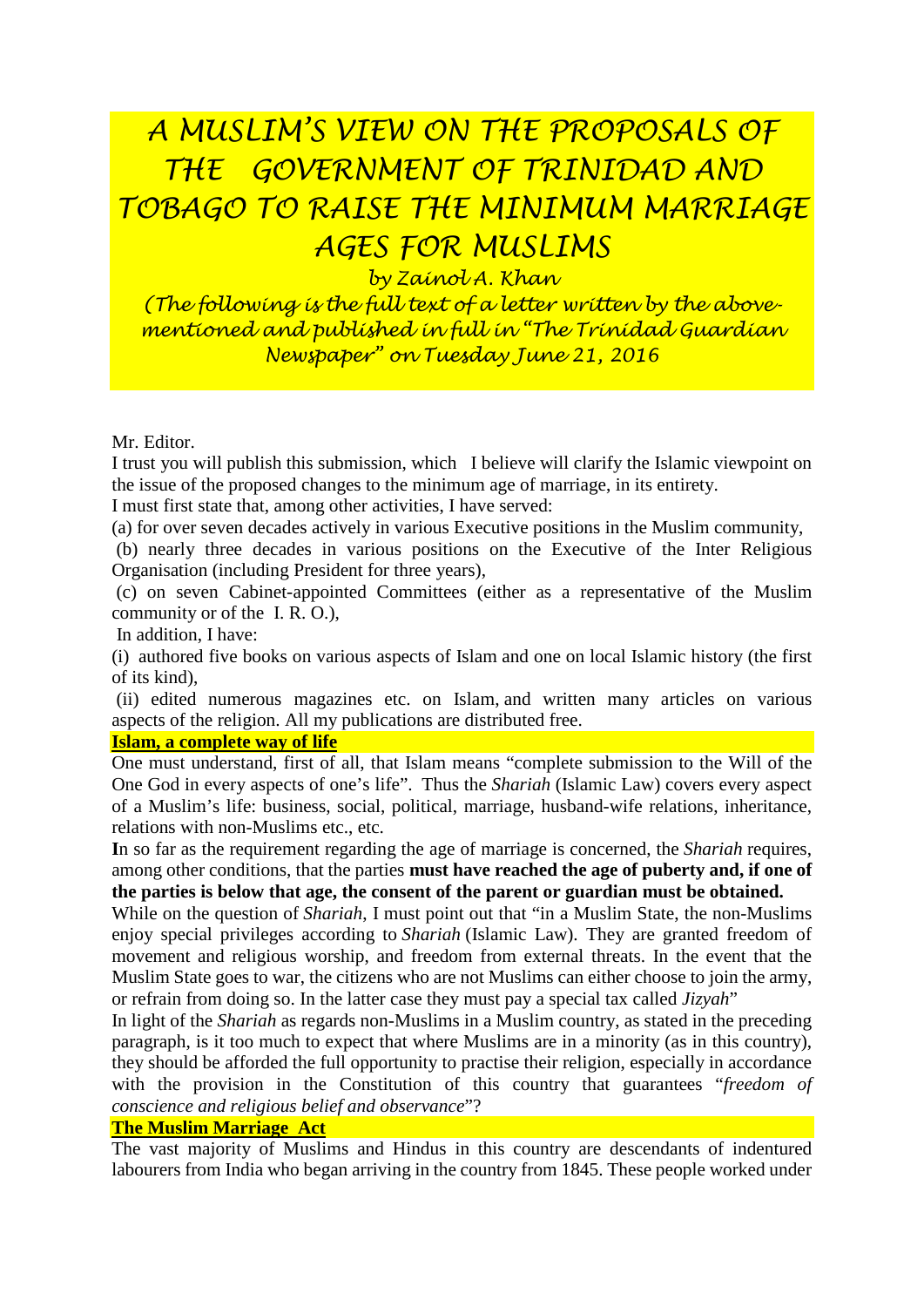# A MUSLIM'S VIEW ON THE PROPOSALS OF THE GOVERNMENT OF TRINIDAD AND TOBAGO TO RAISE THE MINIMUM MARRIAGE AGES FOR MUSLIMS

*by Zainol A. Khan*

*(The following is the full text of a letter written by the above-mentioned and published in full in "The Trinidad Guardian Newspaper" on Tuesday June 21, 2016*

Mr. Editor.

I trust you will publish this submission, which I believe will clarify the Islamic viewpoint on the issue of the proposed changes to the minimum age of marriage, in its entirety.

I must first state that, among other activities, I have served:

(a) for over seven decades actively in various Executive positions in the Muslim community,

(b) nearly three decades in various positions on the Executive of the Inter Religious Organisation (including President for three years),

(c) on seven Cabinet-appointed Committees (either as a representative of the Muslim community or of the I. R. O.),

In addition, I have:

(i) authored five books on various aspects of Islam and one on local Islamic history (the first of its kind),

(ii) edited numerous magazines etc. on Islam, and written many articles on various aspects of the religion. All my publications are distributed free.

**Islam, a complete way of life**

One must understand, first of all, that Islam means "complete submission to the Will of the One God in every aspects of one's life". Thus the *Shariah* (Islamic Law) covers every aspect of a Muslim's life: business, social, political, marriage, husband-wife relations, inheritance, relations with non-Muslims etc., etc.

In so far as the requirement regarding the age of marriage is concerned, the *Shariah* requires, among other conditions, that the parties **must have reached the age of puberty and, if one of the parties is below that age, the consent of the parent or guardian must be obtained.**

While on the question of *Shariah*, I must point out that "in a Muslim State, the non-Muslims enjoy special privileges according to *Shariah* (Islamic Law). They are granted freedom of movement and religious worship, and freedom from external threats. In the event that the Muslim State goes to war, the citizens who are not Muslims can either choose to join the army, or refrain from doing so. In the latter case they must pay a special tax called *Jizyah*"

In light of the *Shariah* as regards non-Muslims in a Muslim country, as stated in the preceding paragraph, is it too much to expect that where Muslims are in a minority (as in this country), they should be afforded the full opportunity to practise their religion, especially in accordance with the provision in the Constitution of this country that guarantees "*freedom of conscience and religious belief and observance*"?

**The Muslim Marriage Act**

The vast majority of Muslims and Hindus in this country are descendants of indentured labourers from India who began arriving in the country from 1845. These people worked under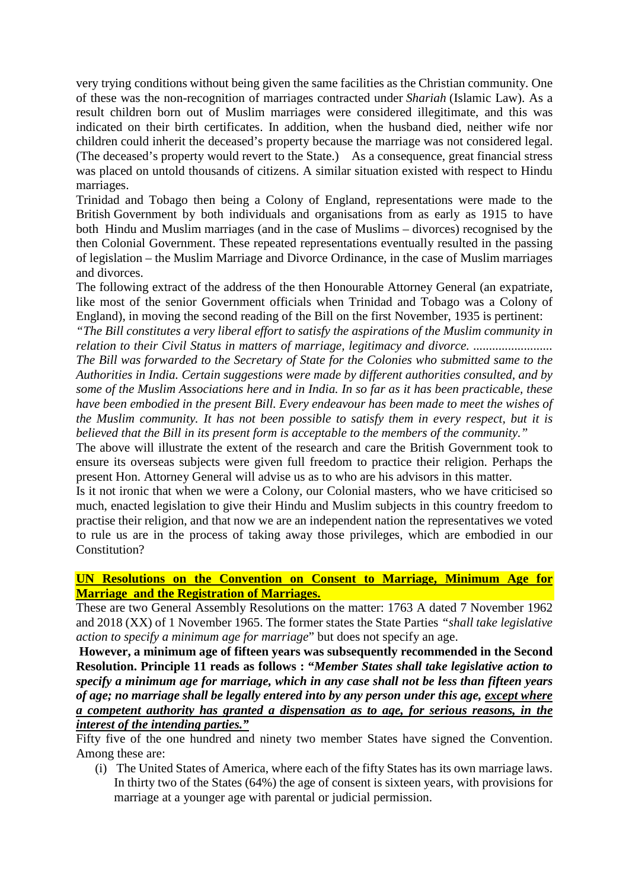very trying conditions without being given the same facilities as the Christian community. One of these was the non-recognition of marriages contracted under *Shariah* (Islamic Law). As a result children born out of Muslim marriages were considered illegitimate, and this was indicated on their birth certificates. In addition, when the husband died, neither wife nor children could inherit the deceased's property because the marriage was not considered legal. (The deceased's property would revert to the State.) As a consequence, great financial stress was placed on untold thousands of citizens. A similar situation existed with respect to Hindu marriages.

Trinidad and Tobago then being a Colony of England, representations were made to the British Government by both individuals and organisations from as early as 1915 to have both Hindu and Muslim marriages (and in the case of Muslims – divorces) recognised by the then Colonial Government. These repeated representations eventually resulted in the passing of legislation – the Muslim Marriage and Divorce Ordinance, in the case of Muslim marriages and divorces.

The following extract of the address of the then Honourable Attorney General (an expatriate, like most of the senior Government officials when Trinidad and Tobago was a Colony of England), in moving the second reading of the Bill on the first November, 1935 is pertinent:

*"The Bill constitutes a very liberal effort to satisfy the aspirations of the Muslim community in relation to their Civil Status in matters of marriage, legitimacy and divorce. ......................... The Bill was forwarded to the Secretary of State for the Colonies who submitted same to the Authorities in India. Certain suggestions were made by different authorities consulted, and by some of the Muslim Associations here and in India. In so far as it has been practicable, these have been embodied in the present Bill. Every endeavour has been made to meet the wishes of the Muslim community. It has not been possible to satisfy them in every respect, but it is believed that the Bill in its present form is acceptable to the members of the community."*

The above will illustrate the extent of the research and care the British Government took to ensure its overseas subjects were given full freedom to practice their religion. Perhaps the present Hon. Attorney General will advise us as to who are his advisors in this matter.

Is it not ironic that when we were a Colony, our Colonial masters, who we have criticised so much, enacted legislation to give their Hindu and Muslim subjects in this country freedom to practise their religion, and that now we are an independent nation the representatives we voted to rule us are in the process of taking away those privileges, which are embodied in our Constitution?

## **UN Resolutions on the Convention on Consent to Marriage, Minimum Age for Marriage and the Registration of Marriages.**

These are two General Assembly Resolutions on the matter: 1763 A dated 7 November 1962 and 2018 (XX) of 1 November 1965. The former states the State Parties *"shall take legislative action to specify a minimum age for marriage*" but does not specify an age.

**However, a minimum age of fifteen years was subsequently recommended in the Second Resolution. Principle 11 reads as follows : "*Member States shall take legislative action to specify a minimum age for marriage, which in any case shall not be less than fifteen years of age; no marriage shall be legally entered into by any person under this age, <u>except where a competent authority has granted a dispensation as to age, for serious reasons, in the interest of the intending parties."</u>***

Fifty five of the one hundred and ninety two member States have signed the Convention. Among these are:

(i) The United States of America, where each of the fifty States has its own marriage laws. In thirty two of the States (64%) the age of consent is sixteen years, with provisions for marriage at a younger age with parental or judicial permission.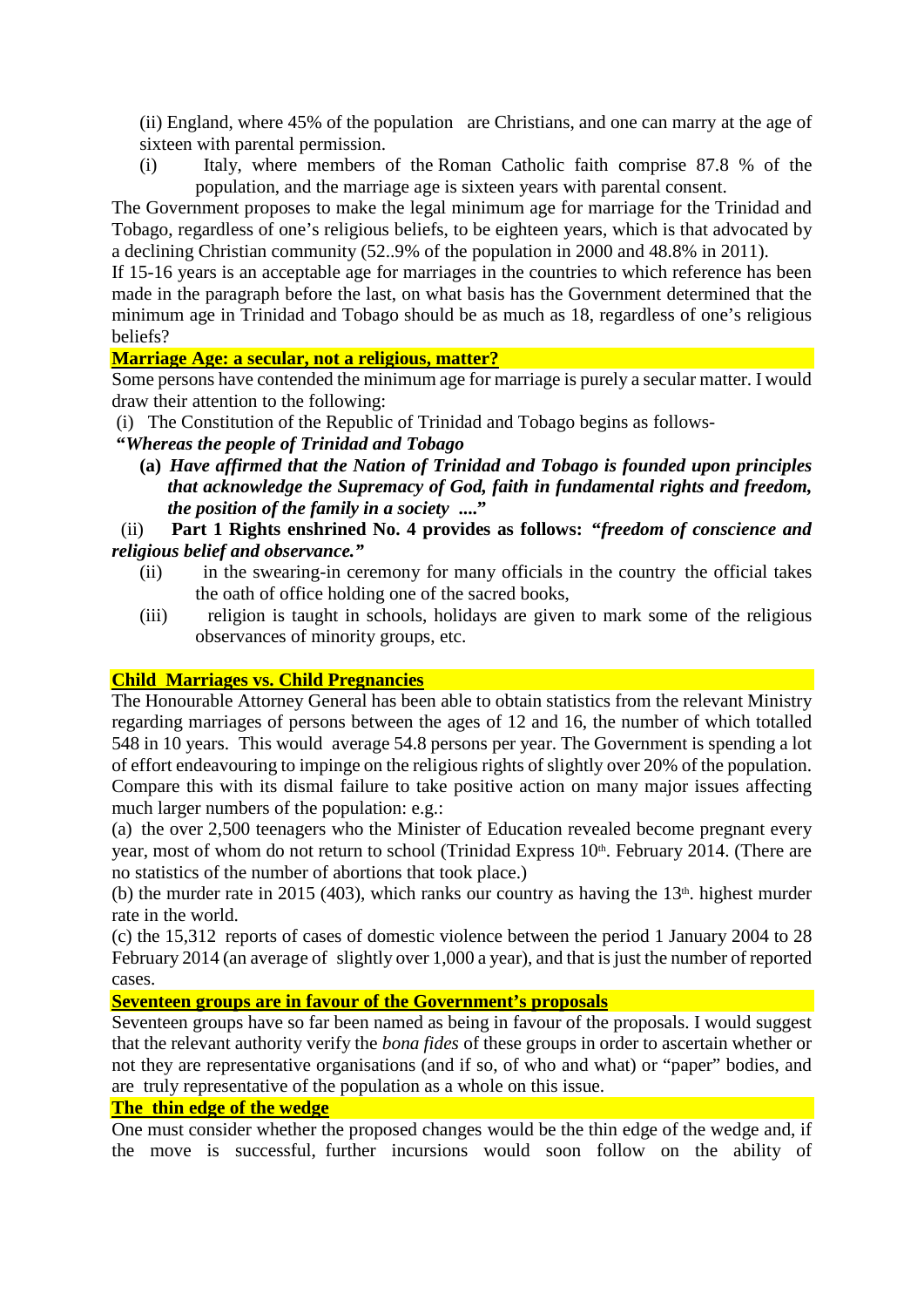(ii) England, where 45% of the population are Christians, and one can marry at the age of sixteen with parental permission.

(i) Italy, where members of the Roman Catholic faith comprise 87.8 % of the population, and the marriage age is sixteen years with parental consent.

The Government proposes to make the legal minimum age for marriage for the Trinidad and Tobago, regardless of one's religious beliefs, to be eighteen years, which is that advocated by a declining Christian community (52..9% of the population in 2000 and 48.8% in 2011).

If 15-16 years is an acceptable age for marriages in the countries to which reference has been made in the paragraph before the last, on what basis has the Government determined that the minimum age in Trinidad and Tobago should be as much as 18, regardless of one's religious beliefs?

**Marriage Age: a secular, not a religious, matter?**

Some persons have contended the minimum age for marriage is purely a secular matter. I would draw their attention to the following:

(i) The Constitution of the Republic of Trinidad and Tobago begins as follows-

***"Whereas the people of Trinidad and Tobago***

**(a)** ***Have affirmed that the Nation of Trinidad and Tobago is founded upon principles that acknowledge the Supremacy of God, faith in fundamental rights and freedom, the position of the family in a society ...."***

(ii) **Part 1 Rights enshrined No. 4 provides as follows:** ***"freedom of conscience and religious belief and observance."***

(ii) in the swearing-in ceremony for many officials in the country the official takes the oath of office holding one of the sacred books,

(iii) religion is taught in schools, holidays are given to mark some of the religious observances of minority groups, etc.

**Child Marriages vs. Child Pregnancies**

The Honourable Attorney General has been able to obtain statistics from the relevant Ministry regarding marriages of persons between the ages of 12 and 16, the number of which totalled 548 in 10 years. This would average 54.8 persons per year. The Government is spending a lot of effort endeavouring to impinge on the religious rights of slightly over 20% of the population. Compare this with its dismal failure to take positive action on many major issues affecting much larger numbers of the population: e.g.:

(a) the over 2,500 teenagers who the Minister of Education revealed become pregnant every year, most of whom do not return to school (Trinidad Express 10th. February 2014. (There are no statistics of the number of abortions that took place.)

(b) the murder rate in 2015 (403), which ranks our country as having the 13th. highest murder rate in the world.

(c) the 15,312 reports of cases of domestic violence between the period 1 January 2004 to 28 February 2014 (an average of slightly over 1,000 a year), and that is just the number of reported cases.

**Seventeen groups are in favour of the Government's proposals**

Seventeen groups have so far been named as being in favour of the proposals. I would suggest that the relevant authority verify the *bona fides* of these groups in order to ascertain whether or not they are representative organisations (and if so, of who and what) or "paper" bodies, and are truly representative of the population as a whole on this issue.

**The thin edge of the wedge**

One must consider whether the proposed changes would be the thin edge of the wedge and, if the move is successful, further incursions would soon follow on the ability of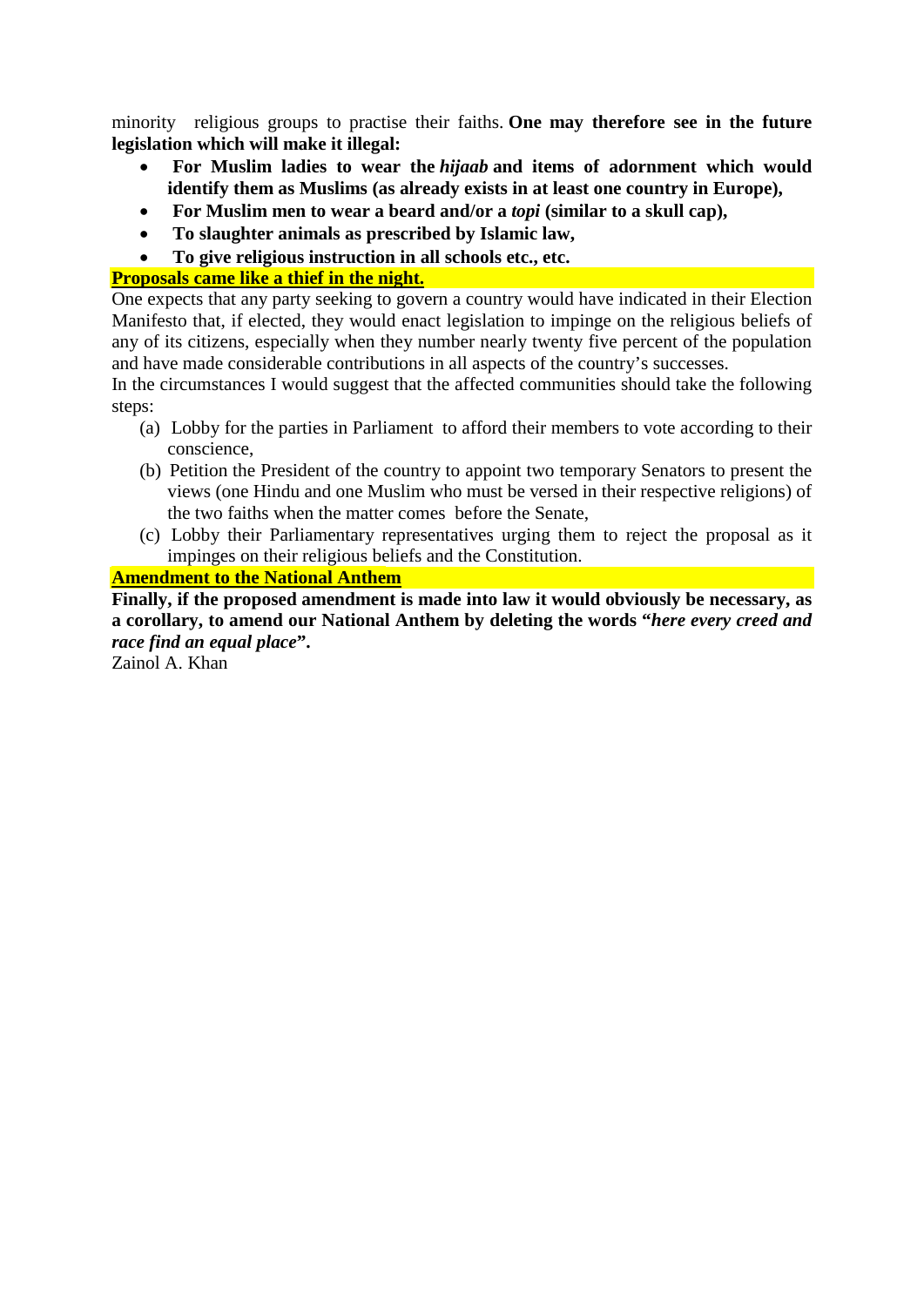minority religious groups to practise their faiths. **One may therefore see in the future legislation which will make it illegal:**

- **For Muslim ladies to wear the *hijaab* and items of adornment which would identify them as Muslims (as already exists in at least one country in Europe),**
- **For Muslim men to wear a beard and/or a *topi* (similar to a skull cap),**
- **To slaughter animals as prescribed by Islamic law,**
- **To give religious instruction in all schools etc., etc.**

**Proposals came like a thief in the night.**

One expects that any party seeking to govern a country would have indicated in their Election Manifesto that, if elected, they would enact legislation to impinge on the religious beliefs of any of its citizens, especially when they number nearly twenty five percent of the population and have made considerable contributions in all aspects of the country's successes.

In the circumstances I would suggest that the affected communities should take the following steps:

(a) Lobby for the parties in Parliament to afford their members to vote according to their conscience,

(b) Petition the President of the country to appoint two temporary Senators to present the views (one Hindu and one Muslim who must be versed in their respective religions) of the two faiths when the matter comes before the Senate,

(c) Lobby their Parliamentary representatives urging them to reject the proposal as it impinges on their religious beliefs and the Constitution.

**Amendment to the National Anthem**

**Finally, if the proposed amendment is made into law it would obviously be necessary, as a corollary, to amend our National Anthem by deleting the words "*here every creed and race find an equal place*".**

Zainol A. Khan